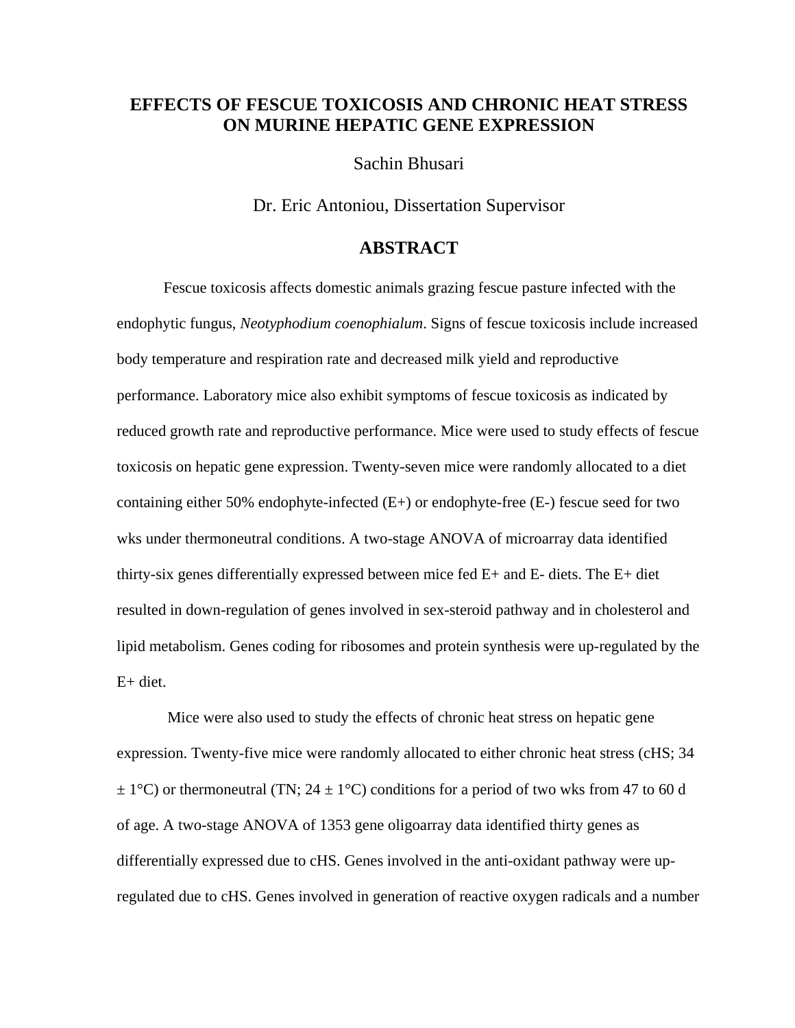# EFFECTS OF FESCUE TOXICOSIS AND CHRONIC HEAT STRESS ON MURINE HEPATIC GENE EXPRESSION

Sachin Bhusari

Dr. Eric Antoniou, Dissertation Supervisor

## ABSTRACT

Fescue toxicosis affects domestic animals grazing fescue pasture infected with the endophytic fungus, *Neotyphodium coenophialum*. Signs of fescue toxicosis include increased body temperature and respiration rate and decreased milk yield and reproductive performance. Laboratory mice also exhibit symptoms of fescue toxicosis as indicated by reduced growth rate and reproductive performance. Mice were used to study effects of fescue toxicosis on hepatic gene expression. Twenty-seven mice were randomly allocated to a diet containing either 50% endophyte-infected (E+) or endophyte-free (E-) fescue seed for two wks under thermoneutral conditions. A two-stage ANOVA of microarray data identified thirty-six genes differentially expressed between mice fed E+ and E- diets. The E+ diet resulted in down-regulation of genes involved in sex-steroid pathway and in cholesterol and lipid metabolism. Genes coding for ribosomes and protein synthesis were up-regulated by the E+ diet.

Mice were also used to study the effects of chronic heat stress on hepatic gene expression. Twenty-five mice were randomly allocated to either chronic heat stress (cHS; 34 $\pm$ 1°C) or thermoneutral (TN; 24 $\pm$ 1°C) conditions for a period of two wks from 47 to 60 d of age. A two-stage ANOVA of 1353 gene oligoarray data identified thirty genes as differentially expressed due to cHS. Genes involved in the anti-oxidant pathway were up-regulated due to cHS. Genes involved in generation of reactive oxygen radicals and a number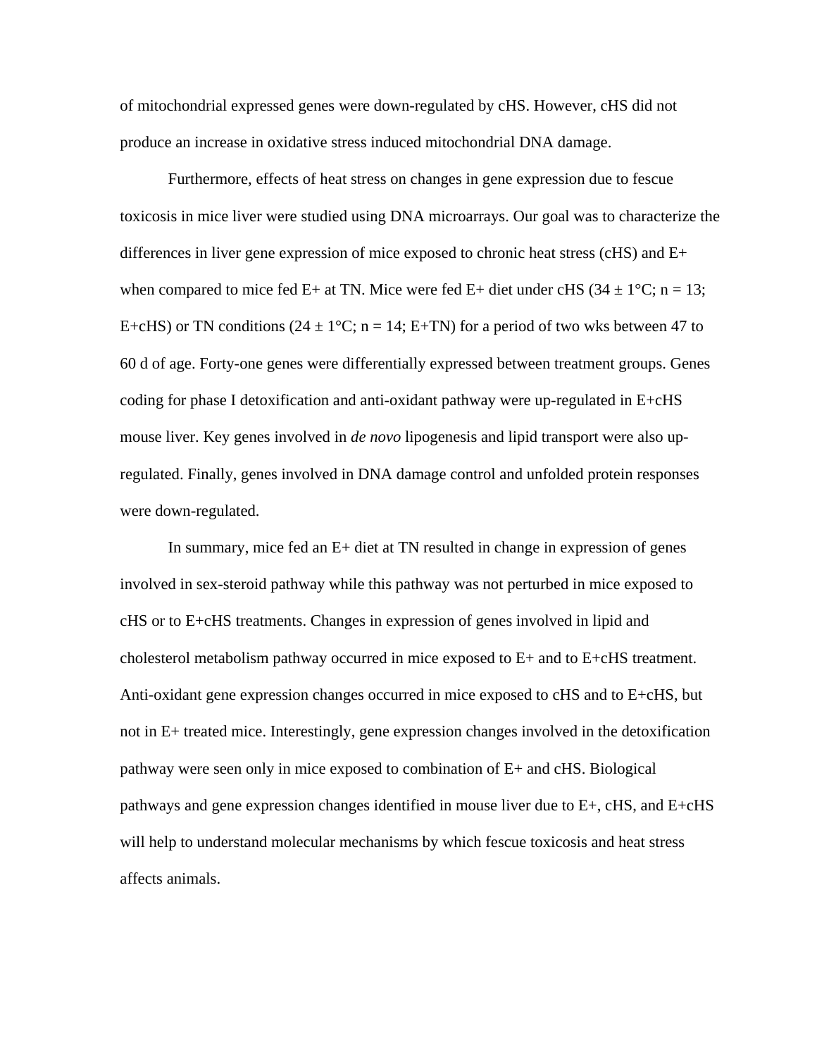of mitochondrial expressed genes were down-regulated by cHS. However, cHS did not produce an increase in oxidative stress induced mitochondrial DNA damage.

Furthermore, effects of heat stress on changes in gene expression due to fescue toxicosis in mice liver were studied using DNA microarrays. Our goal was to characterize the differences in liver gene expression of mice exposed to chronic heat stress (cHS) and E+ when compared to mice fed E+ at TN. Mice were fed E+ diet under cHS (34 ± 1°C; n = 13; E+cHS) or TN conditions (24 ± 1°C; n = 14; E+TN) for a period of two wks between 47 to 60 d of age. Forty-one genes were differentially expressed between treatment groups. Genes coding for phase I detoxification and anti-oxidant pathway were up-regulated in E+cHS mouse liver. Key genes involved in *de novo* lipogenesis and lipid transport were also up-regulated. Finally, genes involved in DNA damage control and unfolded protein responses were down-regulated.

In summary, mice fed an E+ diet at TN resulted in change in expression of genes involved in sex-steroid pathway while this pathway was not perturbed in mice exposed to cHS or to E+cHS treatments. Changes in expression of genes involved in lipid and cholesterol metabolism pathway occurred in mice exposed to E+ and to E+cHS treatment. Anti-oxidant gene expression changes occurred in mice exposed to cHS and to E+cHS, but not in E+ treated mice. Interestingly, gene expression changes involved in the detoxification pathway were seen only in mice exposed to combination of E+ and cHS. Biological pathways and gene expression changes identified in mouse liver due to E+, cHS, and E+cHS will help to understand molecular mechanisms by which fescue toxicosis and heat stress affects animals.